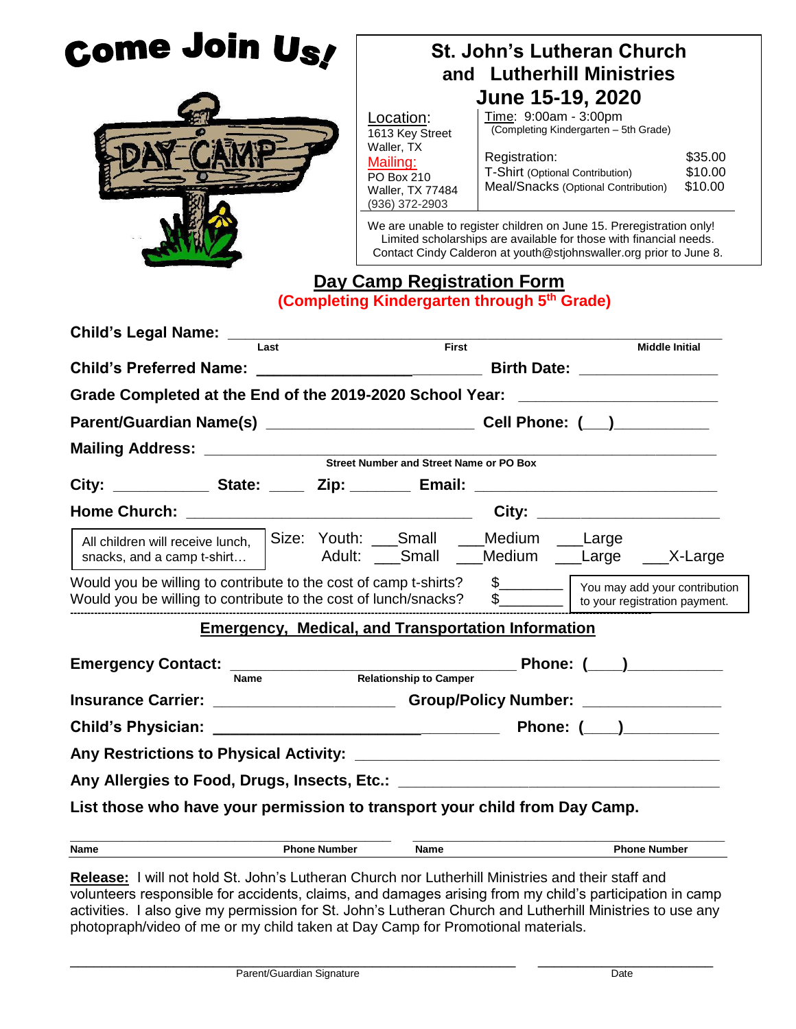# Come Join Us!

DAY CAMP

## St. John's Lutheran Church and Lutherhill Ministries

## June 15-19, 2020

Location:
1613 Key Street
Waller, TX

Mailing:
PO Box 210
Waller, TX 77484
(936) 372-2903

Time: 9:00am - 3:00pm
(Completing Kindergarten – 5th Grade)

| | |
|---|---|
| Registration: | $35.00 |
| T-Shirt (Optional Contribution) | $10.00 |
| Meal/Snacks (Optional Contribution) | $10.00 |

We are unable to register children on June 15. Preregistration only!
Limited scholarships are available for those with financial needs.
Contact Cindy Calderon at youth@stjohnswaller.org prior to June 8.

## Day Camp Registration Form

**(Completing Kindergarten through 5th Grade)**

**Child's Legal Name:** ______________________________________________
Last — First — Middle Initial

**Child's Preferred Name:** __________________________ **Birth Date:** ________________

**Grade Completed at the End of the 2019-2020 School Year:** ______________________

**Parent/Guardian Name(s)** _______________________ **Cell Phone:** (___)__________

**Mailing Address:** ______________________________________________
Street Number and Street Name or PO Box

**City:** ___________ **State:** ____ **Zip:** _______ **Email:** ___________________________

**Home Church:** ________________________________ **City:** _____________________

All children will receive lunch, snacks, and a camp t-shirt…

Size: Youth: ___Small ___Medium ___Large
Adult: ___Small ___Medium ___Large ___X-Large

Would you be willing to contribute to the cost of camp t-shirts? $________
Would you be willing to contribute to the cost of lunch/snacks? $________

You may add your contribution to your registration payment.

### Emergency, Medical, and Transportation Information

**Emergency Contact:** _________________________________ **Phone:** (____)__________
Name — Relationship to Camper

**Insurance Carrier:** ____________________ **Group/Policy Number:** ________________

**Child's Physician:** _______________________________ **Phone:** (____)__________

**Any Restrictions to Physical Activity:** ________________________________________

**Any Allergies to Food, Drugs, Insects, Etc.:** ____________________________________

**List those who have your permission to transport your child from Day Camp.**

______________________________________ ______________________________________
**Name** — **Phone Number** — **Name** — **Phone Number**

**Release:** I will not hold St. John's Lutheran Church nor Lutherhill Ministries and their staff and volunteers responsible for accidents, claims, and damages arising from my child's participation in camp activities. I also give my permission for St. John's Lutheran Church and Lutherhill Ministries to use any photopraph/video of me or my child taken at Day Camp for Promotional materials.

__________________________________________________ ____________________
Parent/Guardian Signature — Date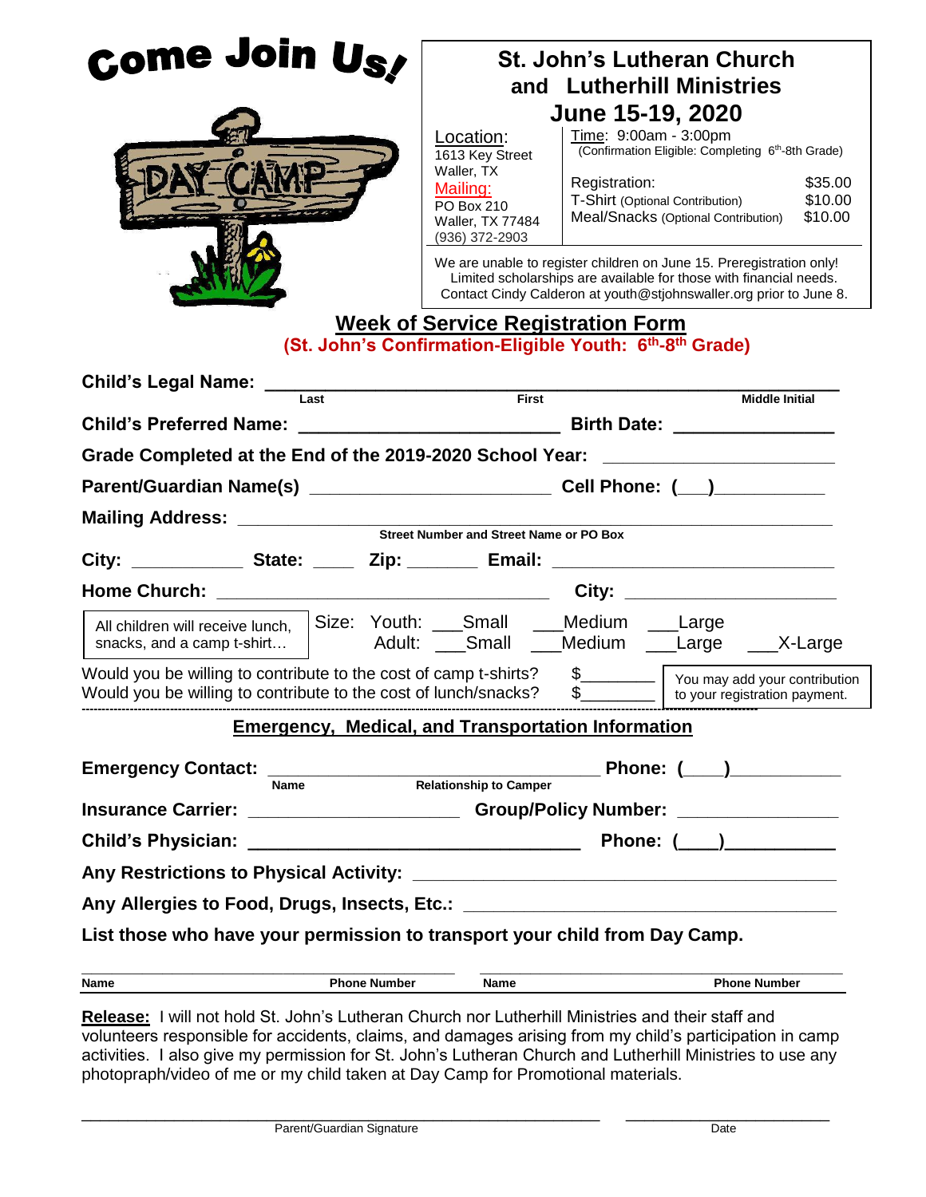# Come Join Us!

DAY CAMP

## St. John's Lutheran Church and Lutherhill Ministries

## June 15-19, 2020

**Location:**
1613 Key Street
Waller, TX

**Mailing:**
PO Box 210
Waller, TX 77484
(936) 372-2903

**Time:** 9:00am - 3:00pm
(Confirmation Eligible: Completing 6th-8th Grade)

| | |
|---|---|
| Registration: | $35.00 |
| T-Shirt (Optional Contribution) | $10.00 |
| Meal/Snacks (Optional Contribution) | $10.00 |

We are unable to register children on June 15. Preregistration only! Limited scholarships are available for those with financial needs. Contact Cindy Calderon at youth@stjohnswaller.org prior to June 8.

## Week of Service Registration Form

**(St. John's Confirmation-Eligible Youth: 6th-8th Grade)**

**Child's Legal Name:** ______________________________________________
Last — First — Middle Initial

**Child's Preferred Name:** ________________________ **Birth Date:** _______________

**Grade Completed at the End of the 2019-2020 School Year:** ______________________

**Parent/Guardian Name(s)** ________________________ **Cell Phone:** (___)__________

**Mailing Address:** ______________________________________________
Street Number and Street Name or PO Box

**City:** ___________ **State:** ____ **Zip:** _______ **Email:** ___________________________

**Home Church:** _______________________________ **City:** ____________________

All children will receive lunch, snacks, and a camp t-shirt…

Size: Youth: ___Small ___Medium ___Large
Adult: ___Small ___Medium ___Large ___X-Large

Would you be willing to contribute to the cost of camp t-shirts? $________
Would you be willing to contribute to the cost of lunch/snacks? $________

You may add your contribution to your registration payment.

## Emergency, Medical, and Transportation Information

**Emergency Contact:** ______________________________________ **Phone:** (___)__________
Name — Relationship to Camper

**Insurance Carrier:** ____________________ **Group/Policy Number:** _______________

**Child's Physician:** _______________________________ **Phone:** (___)__________

**Any Restrictions to Physical Activity:** ________________________________________

**Any Allergies to Food, Drugs, Insects, Etc.:** ___________________________________

**List those who have your permission to transport your child from Day Camp.**

| Name | Phone Number | Name | Phone Number |
|---|---|---|---|
| | | | |

**Release:** I will not hold St. John's Lutheran Church nor Lutherhill Ministries and their staff and volunteers responsible for accidents, claims, and damages arising from my child's participation in camp activities. I also give my permission for St. John's Lutheran Church and Lutherhill Ministries to use any photopraph/video of me or my child taken at Day Camp for Promotional materials.

______________________________________________ ____________________
Parent/Guardian Signature — Date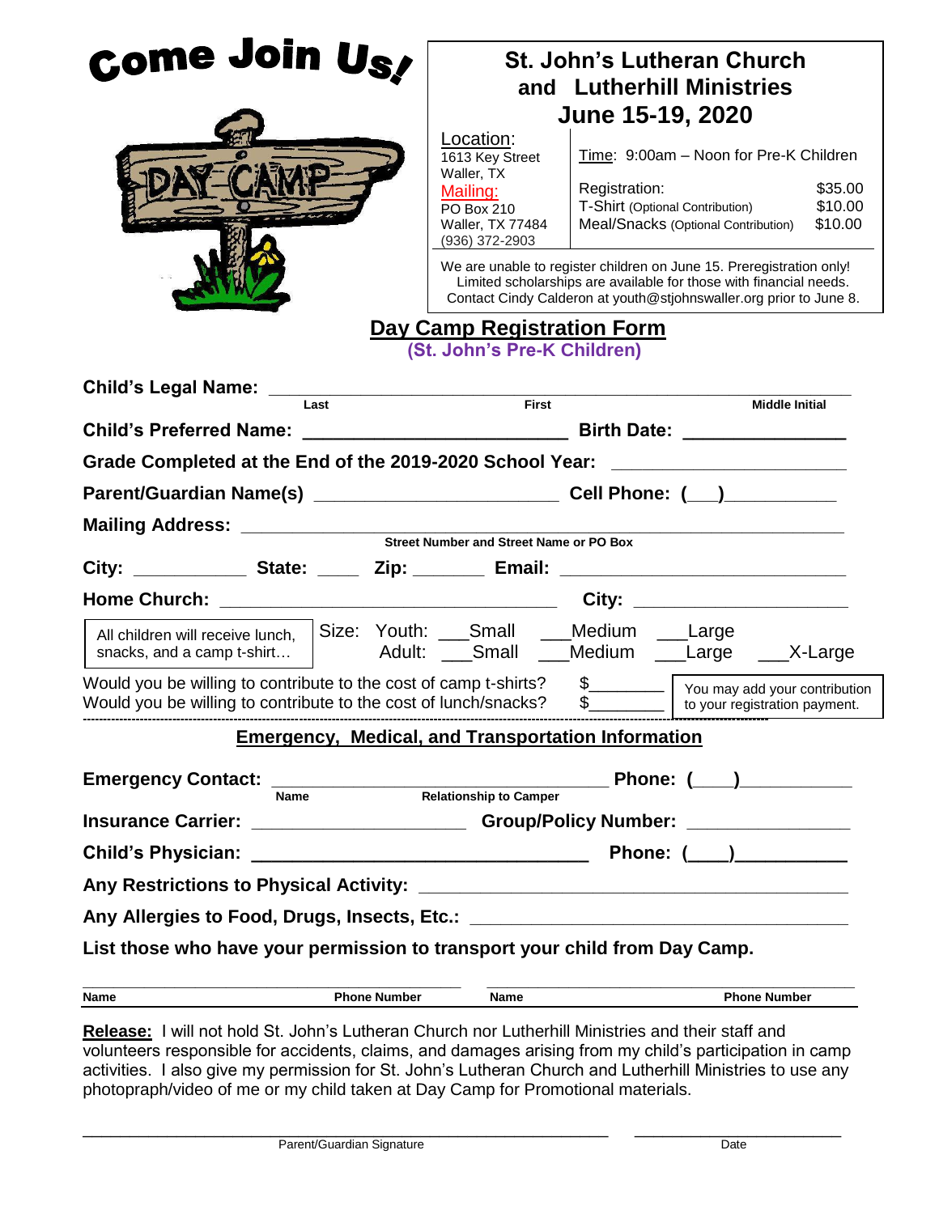# Come Join Us!

DAY CAMP

**St. John's Lutheran Church and Lutherhill Ministries**
**June 15-19, 2020**

Location:
1613 Key Street
Waller, TX

Mailing:
PO Box 210
Waller, TX 77484
(936) 372-2903

Time: 9:00am – Noon for Pre-K Children

| | |
|---|---|
| Registration: | $35.00 |
| T-Shirt (Optional Contribution) | $10.00 |
| Meal/Snacks (Optional Contribution) | $10.00 |

We are unable to register children on June 15. Preregistration only! Limited scholarships are available for those with financial needs. Contact Cindy Calderon at youth@stjohnswaller.org prior to June 8.

## Day Camp Registration Form

**(St. John's Pre-K Children)**

**Child's Legal Name:** ______________________________________________
Last — First — Middle Initial

**Child's Preferred Name:** ________________________ **Birth Date:** _______________

**Grade Completed at the End of the 2019-2020 School Year:** ______________________

**Parent/Guardian Name(s)** ________________________ **Cell Phone: (___)**__________

**Mailing Address:** ______________________________________________
Street Number and Street Name or PO Box

**City:** ___________ **State:** ____ **Zip:** _______ **Email:** ___________________________

**Home Church:** ________________________________ **City:** ____________________

All children will receive lunch, snacks, and a camp t-shirt…

Size: Youth: ___Small ___Medium ___Large
Adult: ___Small ___Medium ___Large ___X-Large

Would you be willing to contribute to the cost of camp t-shirts? $________
Would you be willing to contribute to the cost of lunch/snacks? $________

You may add your contribution to your registration payment.

### Emergency, Medical, and Transportation Information

**Emergency Contact:** ______________________________ **Phone: (___)**__________
Name — Relationship to Camper

**Insurance Carrier:** ____________________ **Group/Policy Number:** _______________

**Child's Physician:** ________________________________ **Phone: (___)**__________

**Any Restrictions to Physical Activity:** ________________________________________

**Any Allergies to Food, Drugs, Insects, Etc.:** ____________________________________

**List those who have your permission to transport your child from Day Camp.**

| Name | Phone Number | Name | Phone Number |
|---|---|---|---|
| | | | |

**Release:** I will not hold St. John's Lutheran Church nor Lutherhill Ministries and their staff and volunteers responsible for accidents, claims, and damages arising from my child's participation in camp activities. I also give my permission for St. John's Lutheran Church and Lutherhill Ministries to use any photopraph/video of me or my child taken at Day Camp for Promotional materials.

_______________________________________________ ____________________
Parent/Guardian Signature — Date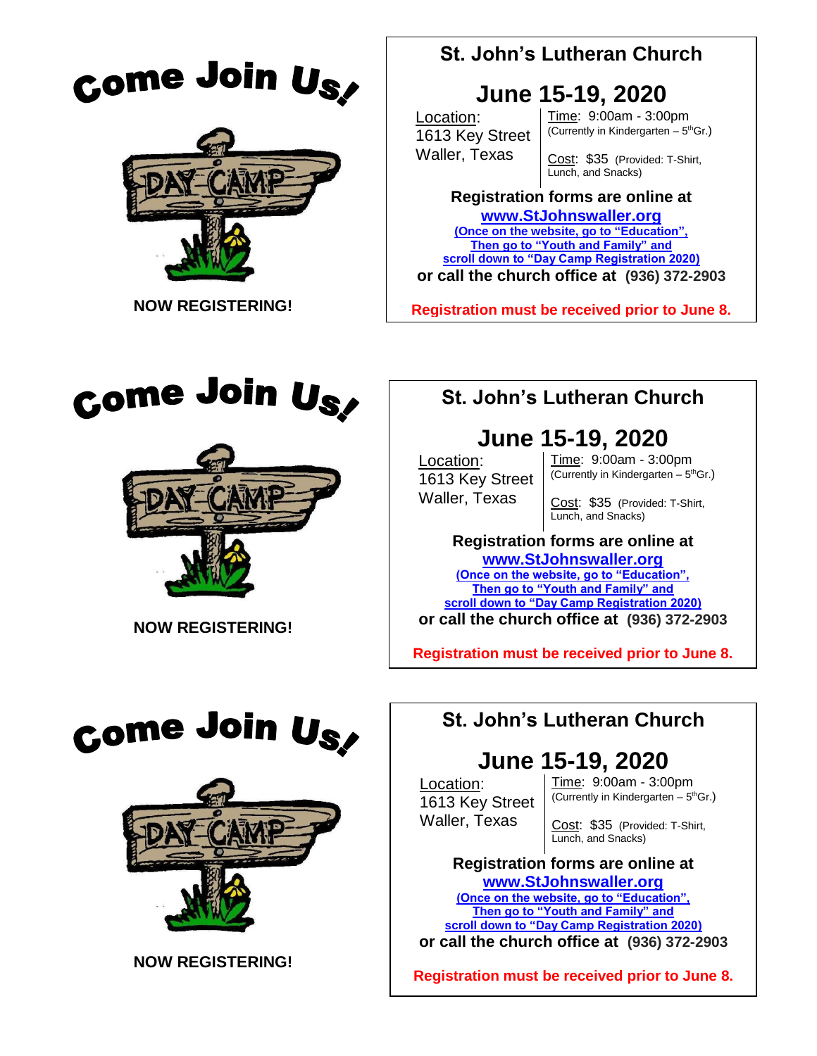# Come Join Us!

DAY CAMP

**NOW REGISTERING!**

## St. John's Lutheran Church

# June 15-19, 2020

Location:
1613 Key Street
Waller, Texas

Time: 9:00am - 3:00pm
(Currently in Kindergarten – 5th Gr.)

Cost: $35 (Provided: T-Shirt, Lunch, and Snacks)

**Registration forms are online at**
**www.StJohnswaller.org**
**(Once on the website, go to "Education", Then go to "Youth and Family" and scroll down to "Day Camp Registration 2020)**
**or call the church office at (936) 372-2903**

**Registration must be received prior to June 8.**

# Come Join Us!

DAY CAMP

**NOW REGISTERING!**

## St. John's Lutheran Church

# June 15-19, 2020

Location:
1613 Key Street
Waller, Texas

Time: 9:00am - 3:00pm
(Currently in Kindergarten – 5th Gr.)

Cost: $35 (Provided: T-Shirt, Lunch, and Snacks)

**Registration forms are online at**
**www.StJohnswaller.org**
**(Once on the website, go to "Education", Then go to "Youth and Family" and scroll down to "Day Camp Registration 2020)**
**or call the church office at (936) 372-2903**

**Registration must be received prior to June 8.**

# Come Join Us!

DAY CAMP

**NOW REGISTERING!**

## St. John's Lutheran Church

# June 15-19, 2020

Location:
1613 Key Street
Waller, Texas

Time: 9:00am - 3:00pm
(Currently in Kindergarten – 5th Gr.)

Cost: $35 (Provided: T-Shirt, Lunch, and Snacks)

**Registration forms are online at**
**www.StJohnswaller.org**
**(Once on the website, go to "Education", Then go to "Youth and Family" and scroll down to "Day Camp Registration 2020)**
**or call the church office at (936) 372-2903**

**Registration must be received prior to June 8.**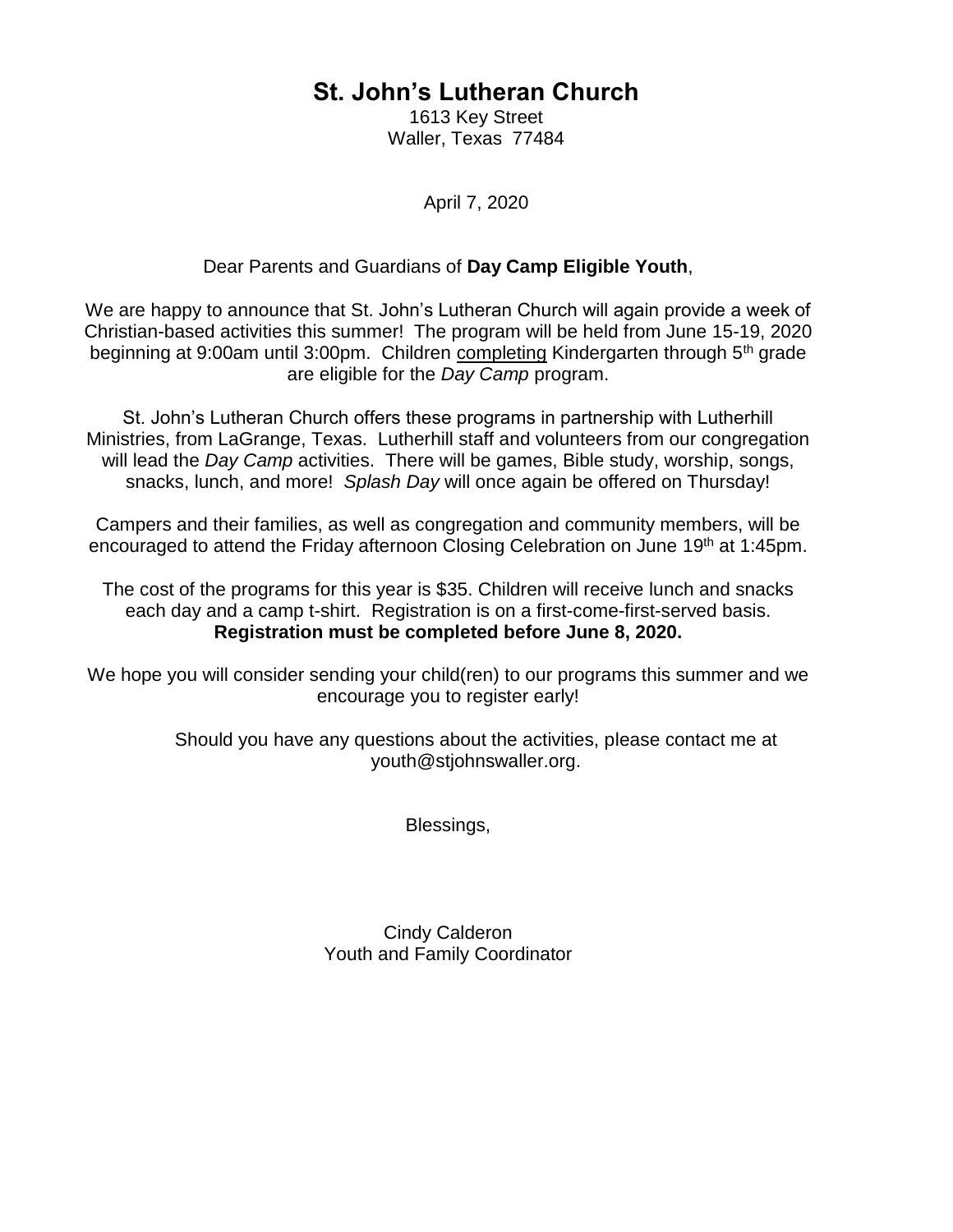# St. John's Lutheran Church

1613 Key Street
Waller, Texas 77484

April 7, 2020

Dear Parents and Guardians of **Day Camp Eligible Youth**,

We are happy to announce that St. John's Lutheran Church will again provide a week of Christian-based activities this summer! The program will be held from June 15-19, 2020 beginning at 9:00am until 3:00pm. Children completing Kindergarten through 5th grade are eligible for the *Day Camp* program.

St. John's Lutheran Church offers these programs in partnership with Lutherhill Ministries, from LaGrange, Texas. Lutherhill staff and volunteers from our congregation will lead the *Day Camp* activities. There will be games, Bible study, worship, songs, snacks, lunch, and more! *Splash Day* will once again be offered on Thursday!

Campers and their families, as well as congregation and community members, will be encouraged to attend the Friday afternoon Closing Celebration on June 19th at 1:45pm.

The cost of the programs for this year is $35. Children will receive lunch and snacks each day and a camp t-shirt. Registration is on a first-come-first-served basis.
**Registration must be completed before June 8, 2020.**

We hope you will consider sending your child(ren) to our programs this summer and we encourage you to register early!

Should you have any questions about the activities, please contact me at youth@stjohnswaller.org.

Blessings,

Cindy Calderon
Youth and Family Coordinator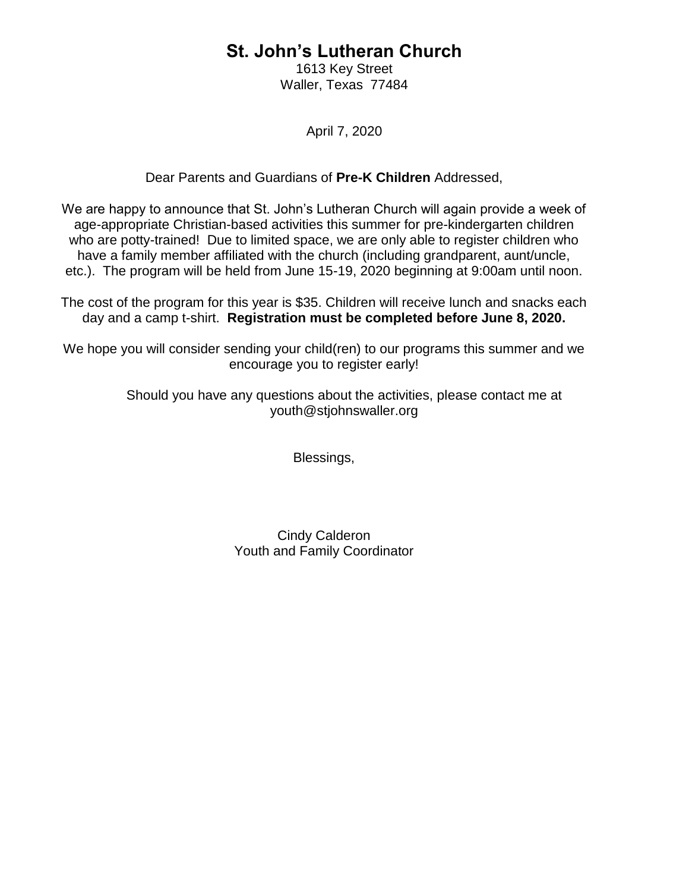# St. John's Lutheran Church

1613 Key Street
Waller, Texas 77484

April 7, 2020

Dear Parents and Guardians of **Pre-K Children** Addressed,

We are happy to announce that St. John's Lutheran Church will again provide a week of age-appropriate Christian-based activities this summer for pre-kindergarten children who are potty-trained! Due to limited space, we are only able to register children who have a family member affiliated with the church (including grandparent, aunt/uncle, etc.). The program will be held from June 15-19, 2020 beginning at 9:00am until noon.

The cost of the program for this year is $35. Children will receive lunch and snacks each day and a camp t-shirt. **Registration must be completed before June 8, 2020.**

We hope you will consider sending your child(ren) to our programs this summer and we encourage you to register early!

Should you have any questions about the activities, please contact me at youth@stjohnswaller.org

Blessings,

Cindy Calderon
Youth and Family Coordinator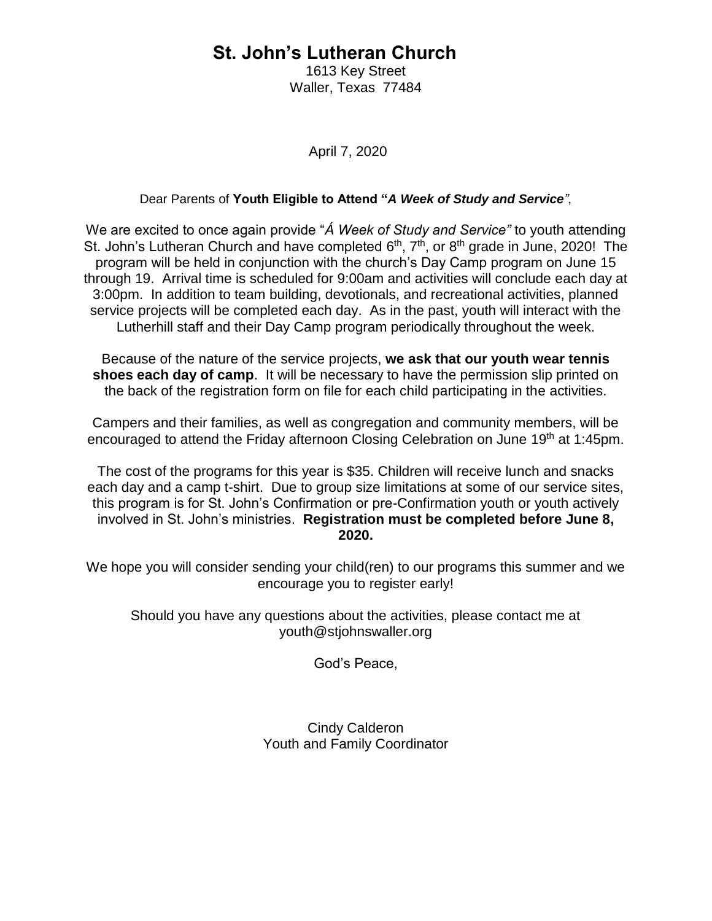# St. John's Lutheran Church

1613 Key Street
Waller, Texas 77484

April 7, 2020

Dear Parents of **Youth Eligible to Attend "*A Week of Study and Service*"**,

We are excited to once again provide "*Á Week of Study and Service"* to youth attending St. John's Lutheran Church and have completed 6th, 7th, or 8th grade in June, 2020! The program will be held in conjunction with the church's Day Camp program on June 15 through 19. Arrival time is scheduled for 9:00am and activities will conclude each day at 3:00pm. In addition to team building, devotionals, and recreational activities, planned service projects will be completed each day. As in the past, youth will interact with the Lutherhill staff and their Day Camp program periodically throughout the week.

Because of the nature of the service projects, **we ask that our youth wear tennis shoes each day of camp**. It will be necessary to have the permission slip printed on the back of the registration form on file for each child participating in the activities.

Campers and their families, as well as congregation and community members, will be encouraged to attend the Friday afternoon Closing Celebration on June 19th at 1:45pm.

The cost of the programs for this year is $35. Children will receive lunch and snacks each day and a camp t-shirt. Due to group size limitations at some of our service sites, this program is for St. John's Confirmation or pre-Confirmation youth or youth actively involved in St. John's ministries. **Registration must be completed before June 8, 2020.**

We hope you will consider sending your child(ren) to our programs this summer and we encourage you to register early!

Should you have any questions about the activities, please contact me at youth@stjohnswaller.org

God's Peace,

Cindy Calderon
Youth and Family Coordinator